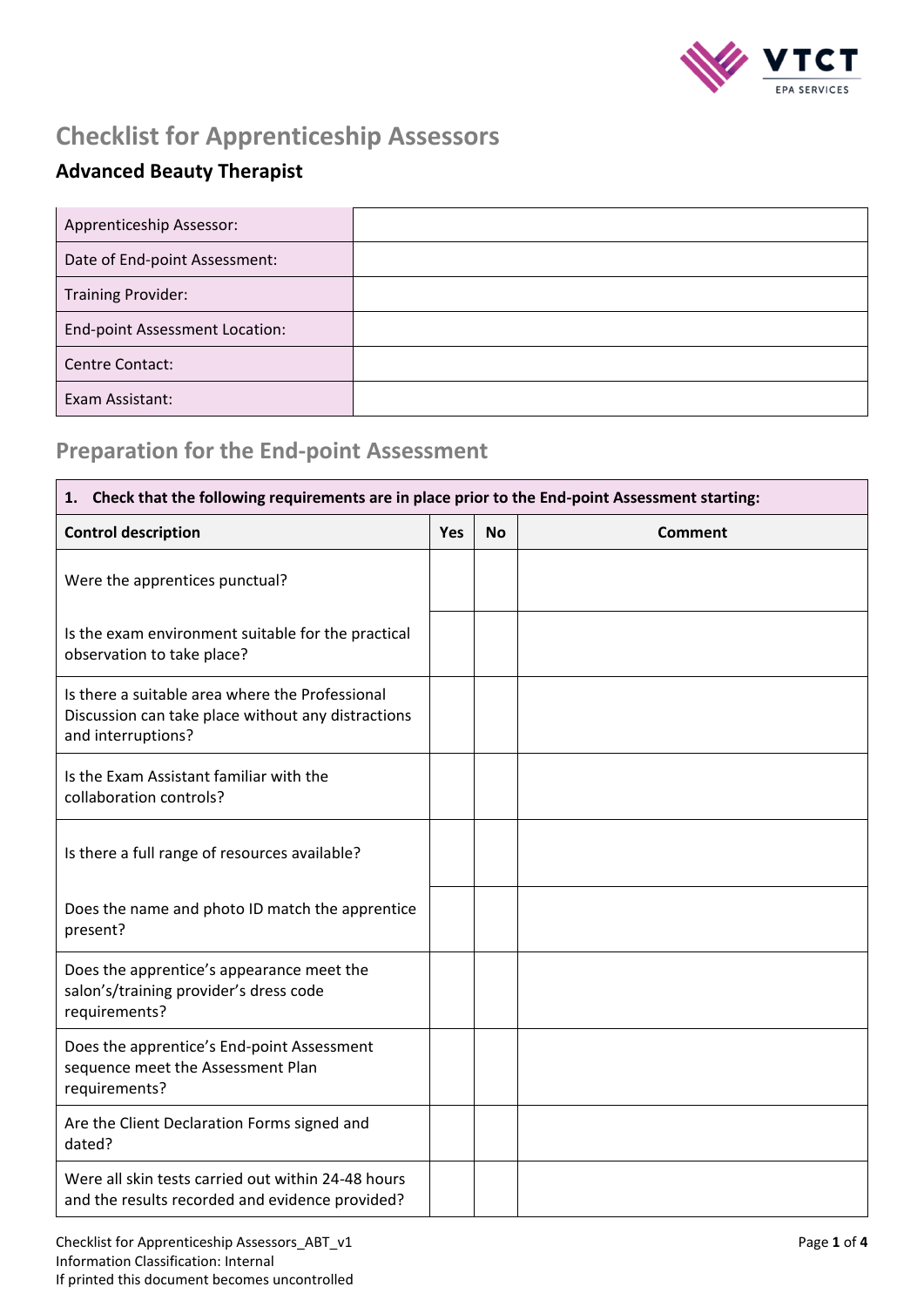# Checklist for Apprenticeship Assessors

## Advanced Beauty Therapist

| Apprenticeship Assessor: | |
|---|---|
| Date of End-point Assessment: | |
| Training Provider: | |
| End-point Assessment Location: | |
| Centre Contact: | |
| Exam Assistant: | |

## Preparation for the End-point Assessment

| **1. Check that the following requirements are in place prior to the End-point Assessment starting:** | | | |
|---|---|---|---|
| **Control description** | **Yes** | **No** | **Comment** |
| Were the apprentices punctual? | | | |
| Is the exam environment suitable for the practical observation to take place? | | | |
| Is there a suitable area where the Professional Discussion can take place without any distractions and interruptions? | | | |
| Is the Exam Assistant familiar with the collaboration controls? | | | |
| Is there a full range of resources available? | | | |
| Does the name and photo ID match the apprentice present? | | | |
| Does the apprentice's appearance meet the salon's/training provider's dress code requirements? | | | |
| Does the apprentice's End-point Assessment sequence meet the Assessment Plan requirements? | | | |
| Are the Client Declaration Forms signed and dated? | | | |
| Were all skin tests carried out within 24-48 hours and the results recorded and evidence provided? | | | |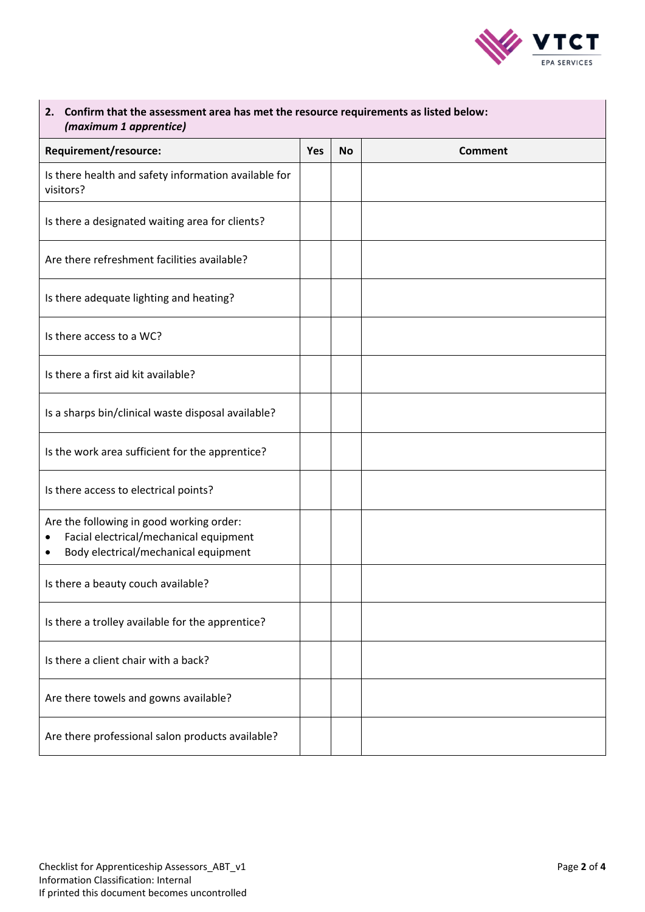| **2. Confirm that the assessment area has met the resource requirements as listed below:** ***(maximum 1 apprentice)*** | | | |
|---|---|---|---|
| **Requirement/resource:** | **Yes** | **No** | **Comment** |
| Is there health and safety information available for visitors? | | | |
| Is there a designated waiting area for clients? | | | |
| Are there refreshment facilities available? | | | |
| Is there adequate lighting and heating? | | | |
| Is there access to a WC? | | | |
| Is there a first aid kit available? | | | |
| Is a sharps bin/clinical waste disposal available? | | | |
| Is the work area sufficient for the apprentice? | | | |
| Is there access to electrical points? | | | |
| Are the following in good working order:<br>• Facial electrical/mechanical equipment<br>• Body electrical/mechanical equipment | | | |
| Is there a beauty couch available? | | | |
| Is there a trolley available for the apprentice? | | | |
| Is there a client chair with a back? | | | |
| Are there towels and gowns available? | | | |
| Are there professional salon products available? | | | |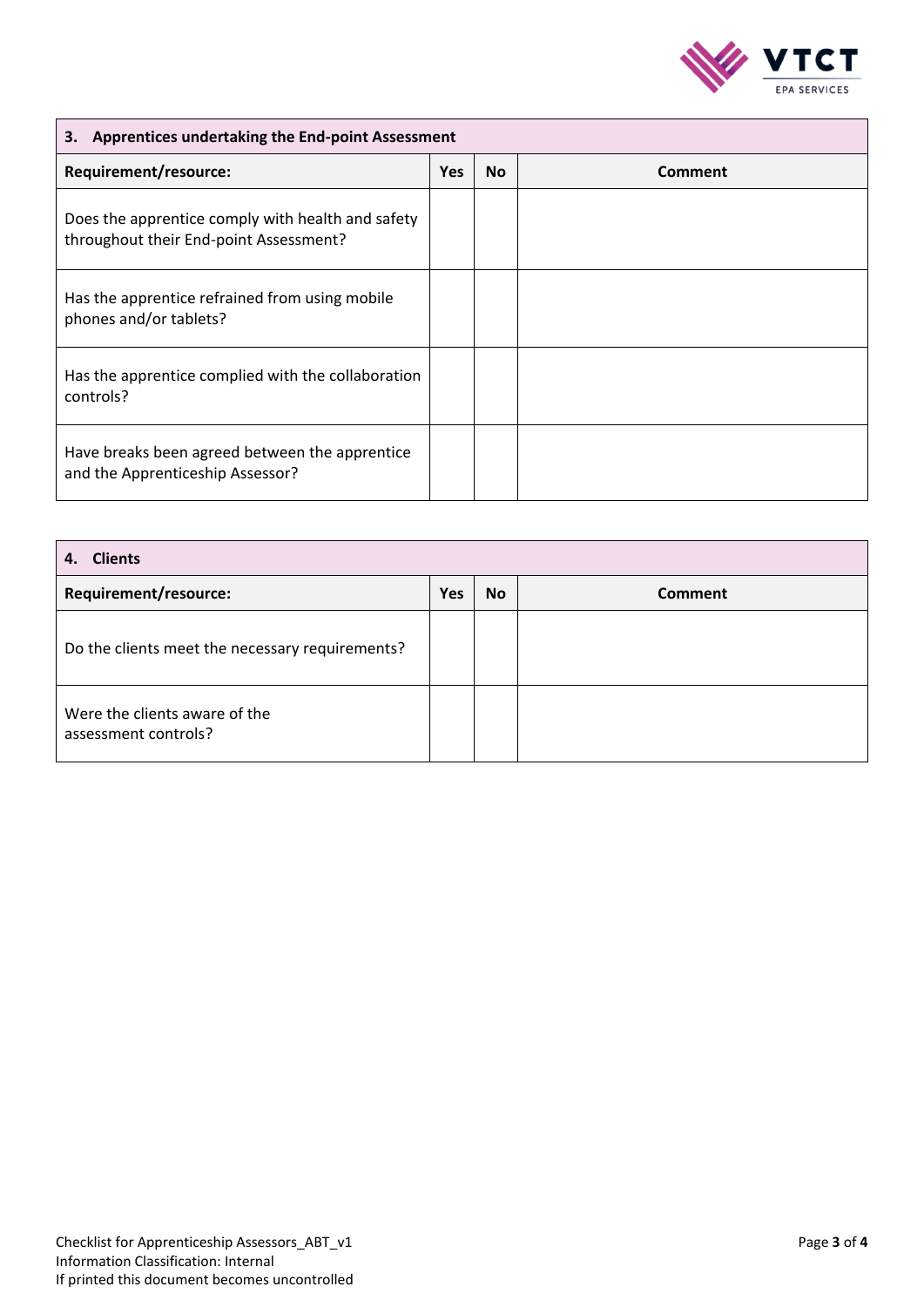| 3. Apprentices undertaking the End-point Assessment | | | |
|---|---|---|---|
| **Requirement/resource:** | **Yes** | **No** | **Comment** |
| Does the apprentice comply with health and safety throughout their End-point Assessment? | | | |
| Has the apprentice refrained from using mobile phones and/or tablets? | | | |
| Has the apprentice complied with the collaboration controls? | | | |
| Have breaks been agreed between the apprentice and the Apprenticeship Assessor? | | | |

| 4. Clients | | | |
|---|---|---|---|
| **Requirement/resource:** | **Yes** | **No** | **Comment** |
| Do the clients meet the necessary requirements? | | | |
| Were the clients aware of the assessment controls? | | | |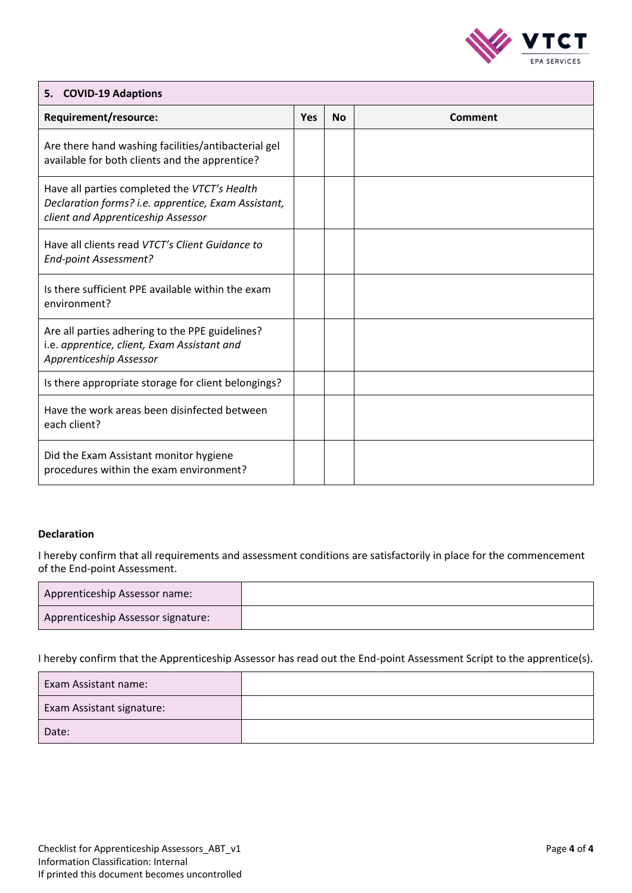| **5. COVID-19 Adaptions** | | | |
|---|---|---|---|
| **Requirement/resource:** | **Yes** | **No** | **Comment** |
| Are there hand washing facilities/antibacterial gel available for both clients and the apprentice? | | | |
| Have all parties completed the *VTCT's Health Declaration forms? i.e. apprentice, Exam Assistant, client and Apprenticeship Assessor* | | | |
| Have all clients read *VTCT's Client Guidance to End-point Assessment?* | | | |
| Is there sufficient PPE available within the exam environment? | | | |
| Are all parties adhering to the PPE guidelines? i.e. *apprentice, client, Exam Assistant and Apprenticeship Assessor* | | | |
| Is there appropriate storage for client belongings? | | | |
| Have the work areas been disinfected between each client? | | | |
| Did the Exam Assistant monitor hygiene procedures within the exam environment? | | | |

**Declaration**

I hereby confirm that all requirements and assessment conditions are satisfactorily in place for the commencement of the End-point Assessment.

| | |
|---|---|
| Apprenticeship Assessor name: | |
| Apprenticeship Assessor signature: | |

I hereby confirm that the Apprenticeship Assessor has read out the End-point Assessment Script to the apprentice(s).

| | |
|---|---|
| Exam Assistant name: | |
| Exam Assistant signature: | |
| Date: | |

Checklist for Apprenticeship Assessors_ABT_v1
Information Classification: Internal
If printed this document becomes uncontrolled